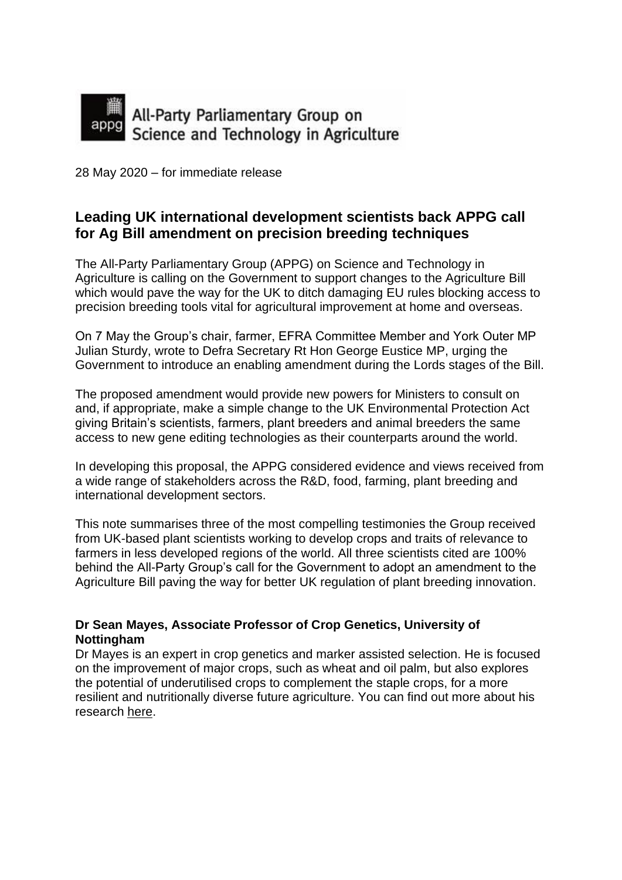All-Party Parliamentary Group on Science and Technology in Agriculture

28 May 2020 – for immediate release

## Leading UK international development scientists back APPG call for Ag Bill amendment on precision breeding techniques

The All-Party Parliamentary Group (APPG) on Science and Technology in Agriculture is calling on the Government to support changes to the Agriculture Bill which would pave the way for the UK to ditch damaging EU rules blocking access to precision breeding tools vital for agricultural improvement at home and overseas.

On 7 May the Group's chair, farmer, EFRA Committee Member and York Outer MP Julian Sturdy, wrote to Defra Secretary Rt Hon George Eustice MP, urging the Government to introduce an enabling amendment during the Lords stages of the Bill.

The proposed amendment would provide new powers for Ministers to consult on and, if appropriate, make a simple change to the UK Environmental Protection Act giving Britain's scientists, farmers, plant breeders and animal breeders the same access to new gene editing technologies as their counterparts around the world.

In developing this proposal, the APPG considered evidence and views received from a wide range of stakeholders across the R&D, food, farming, plant breeding and international development sectors.

This note summarises three of the most compelling testimonies the Group received from UK-based plant scientists working to develop crops and traits of relevance to farmers in less developed regions of the world. All three scientists cited are 100% behind the All-Party Group's call for the Government to adopt an amendment to the Agriculture Bill paving the way for better UK regulation of plant breeding innovation.

**Dr Sean Mayes, Associate Professor of Crop Genetics, University of Nottingham**

Dr Mayes is an expert in crop genetics and marker assisted selection. He is focused on the improvement of major crops, such as wheat and oil palm, but also explores the potential of underutilised crops to complement the staple crops, for a more resilient and nutritionally diverse future agriculture. You can find out more about his research here.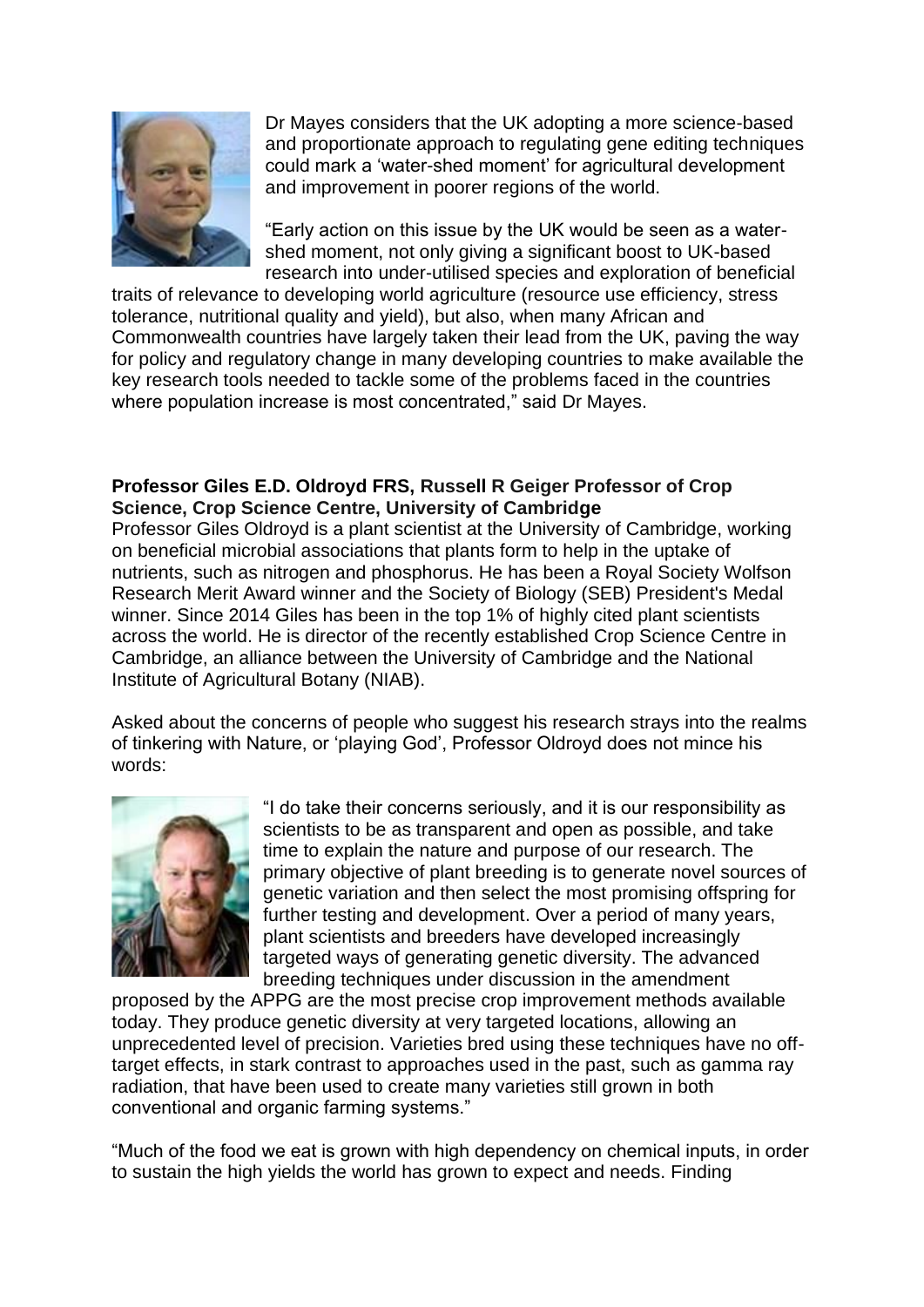Dr Mayes considers that the UK adopting a more science-based and proportionate approach to regulating gene editing techniques could mark a 'water-shed moment' for agricultural development and improvement in poorer regions of the world.

"Early action on this issue by the UK would be seen as a water-shed moment, not only giving a significant boost to UK-based research into under-utilised species and exploration of beneficial traits of relevance to developing world agriculture (resource use efficiency, stress tolerance, nutritional quality and yield), but also, when many African and Commonwealth countries have largely taken their lead from the UK, paving the way for policy and regulatory change in many developing countries to make available the key research tools needed to tackle some of the problems faced in the countries where population increase is most concentrated," said Dr Mayes.

**Professor Giles E.D. Oldroyd FRS, Russell R Geiger Professor of Crop Science, Crop Science Centre, University of Cambridge**

Professor Giles Oldroyd is a plant scientist at the University of Cambridge, working on beneficial microbial associations that plants form to help in the uptake of nutrients, such as nitrogen and phosphorus. He has been a Royal Society Wolfson Research Merit Award winner and the Society of Biology (SEB) President's Medal winner. Since 2014 Giles has been in the top 1% of highly cited plant scientists across the world. He is director of the recently established Crop Science Centre in Cambridge, an alliance between the University of Cambridge and the National Institute of Agricultural Botany (NIAB).

Asked about the concerns of people who suggest his research strays into the realms of tinkering with Nature, or 'playing God', Professor Oldroyd does not mince his words:

"I do take their concerns seriously, and it is our responsibility as scientists to be as transparent and open as possible, and take time to explain the nature and purpose of our research. The primary objective of plant breeding is to generate novel sources of genetic variation and then select the most promising offspring for further testing and development. Over a period of many years, plant scientists and breeders have developed increasingly targeted ways of generating genetic diversity. The advanced breeding techniques under discussion in the amendment proposed by the APPG are the most precise crop improvement methods available today. They produce genetic diversity at very targeted locations, allowing an unprecedented level of precision. Varieties bred using these techniques have no off-target effects, in stark contrast to approaches used in the past, such as gamma ray radiation, that have been used to create many varieties still grown in both conventional and organic farming systems."

"Much of the food we eat is grown with high dependency on chemical inputs, in order to sustain the high yields the world has grown to expect and needs. Finding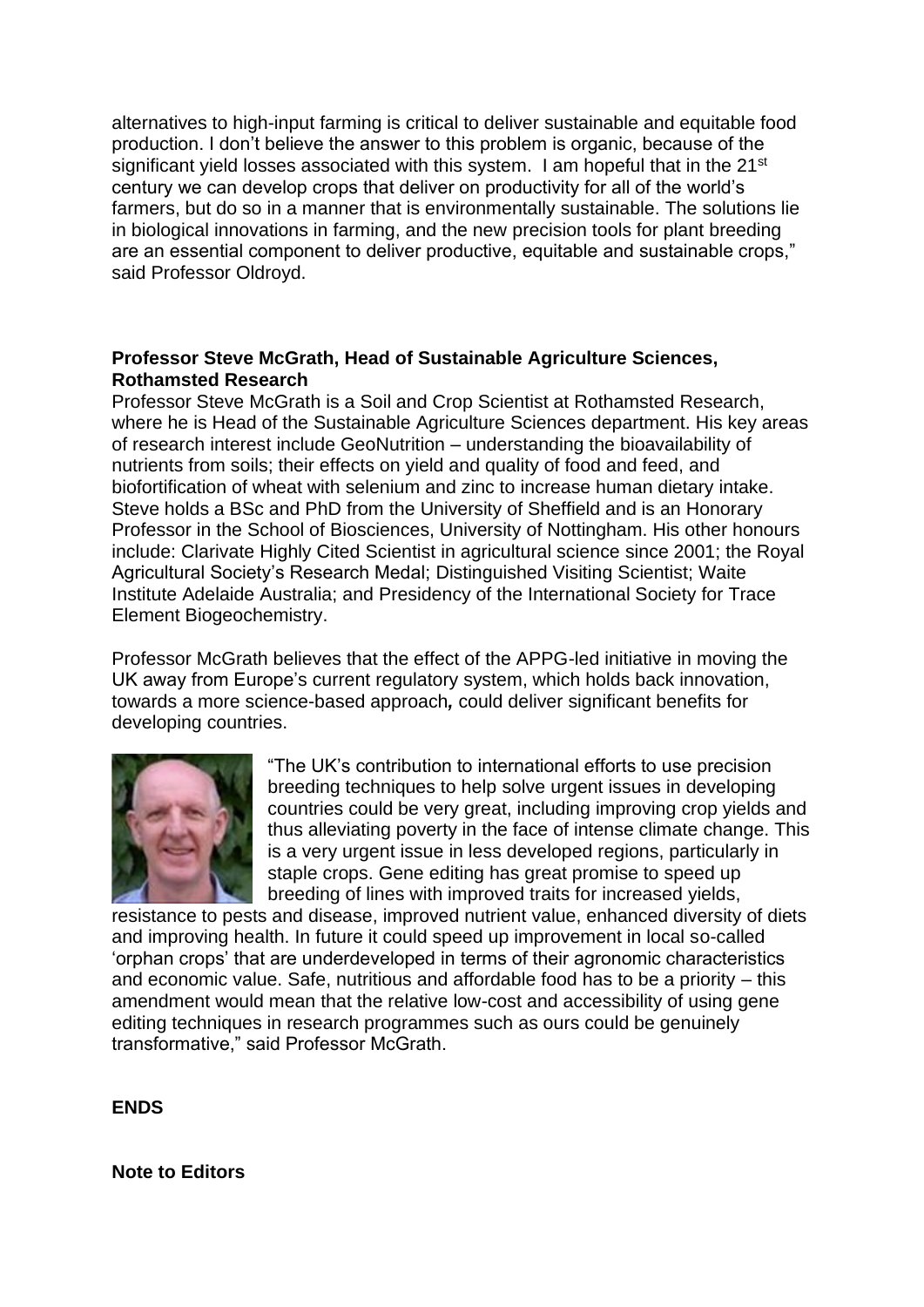alternatives to high-input farming is critical to deliver sustainable and equitable food production. I don't believe the answer to this problem is organic, because of the significant yield losses associated with this system. I am hopeful that in the 21st century we can develop crops that deliver on productivity for all of the world's farmers, but do so in a manner that is environmentally sustainable. The solutions lie in biological innovations in farming, and the new precision tools for plant breeding are an essential component to deliver productive, equitable and sustainable crops," said Professor Oldroyd.

**Professor Steve McGrath, Head of Sustainable Agriculture Sciences, Rothamsted Research**

Professor Steve McGrath is a Soil and Crop Scientist at Rothamsted Research, where he is Head of the Sustainable Agriculture Sciences department. His key areas of research interest include GeoNutrition – understanding the bioavailability of nutrients from soils; their effects on yield and quality of food and feed, and biofortification of wheat with selenium and zinc to increase human dietary intake. Steve holds a BSc and PhD from the University of Sheffield and is an Honorary Professor in the School of Biosciences, University of Nottingham. His other honours include: Clarivate Highly Cited Scientist in agricultural science since 2001; the Royal Agricultural Society's Research Medal; Distinguished Visiting Scientist; Waite Institute Adelaide Australia; and Presidency of the International Society for Trace Element Biogeochemistry.

Professor McGrath believes that the effect of the APPG-led initiative in moving the UK away from Europe's current regulatory system, which holds back innovation, towards a more science-based approach*,* could deliver significant benefits for developing countries.

"The UK's contribution to international efforts to use precision breeding techniques to help solve urgent issues in developing countries could be very great, including improving crop yields and thus alleviating poverty in the face of intense climate change. This is a very urgent issue in less developed regions, particularly in staple crops. Gene editing has great promise to speed up breeding of lines with improved traits for increased yields, resistance to pests and disease, improved nutrient value, enhanced diversity of diets and improving health. In future it could speed up improvement in local so-called 'orphan crops' that are underdeveloped in terms of their agronomic characteristics and economic value. Safe, nutritious and affordable food has to be a priority – this amendment would mean that the relative low-cost and accessibility of using gene editing techniques in research programmes such as ours could be genuinely transformative," said Professor McGrath.

**ENDS**

**Note to Editors**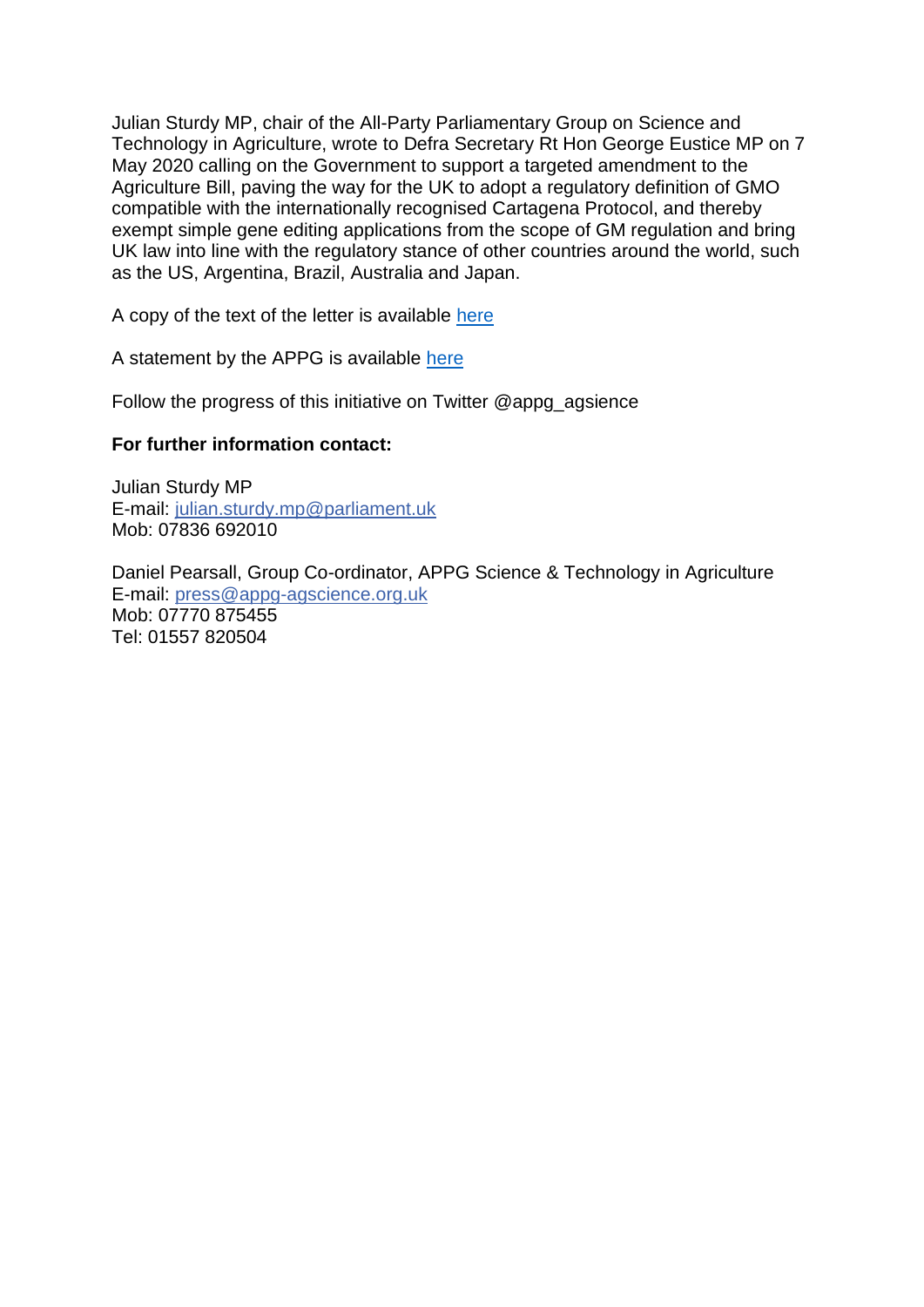Julian Sturdy MP, chair of the All-Party Parliamentary Group on Science and Technology in Agriculture, wrote to Defra Secretary Rt Hon George Eustice MP on 7 May 2020 calling on the Government to support a targeted amendment to the Agriculture Bill, paving the way for the UK to adopt a regulatory definition of GMO compatible with the internationally recognised Cartagena Protocol, and thereby exempt simple gene editing applications from the scope of GM regulation and bring UK law into line with the regulatory stance of other countries around the world, such as the US, Argentina, Brazil, Australia and Japan.

A copy of the text of the letter is available here

A statement by the APPG is available here

Follow the progress of this initiative on Twitter @appg_agsience

**For further information contact:**

Julian Sturdy MP
E-mail: julian.sturdy.mp@parliament.uk
Mob: 07836 692010

Daniel Pearsall, Group Co-ordinator, APPG Science & Technology in Agriculture
E-mail: press@appg-agscience.org.uk
Mob: 07770 875455
Tel: 01557 820504